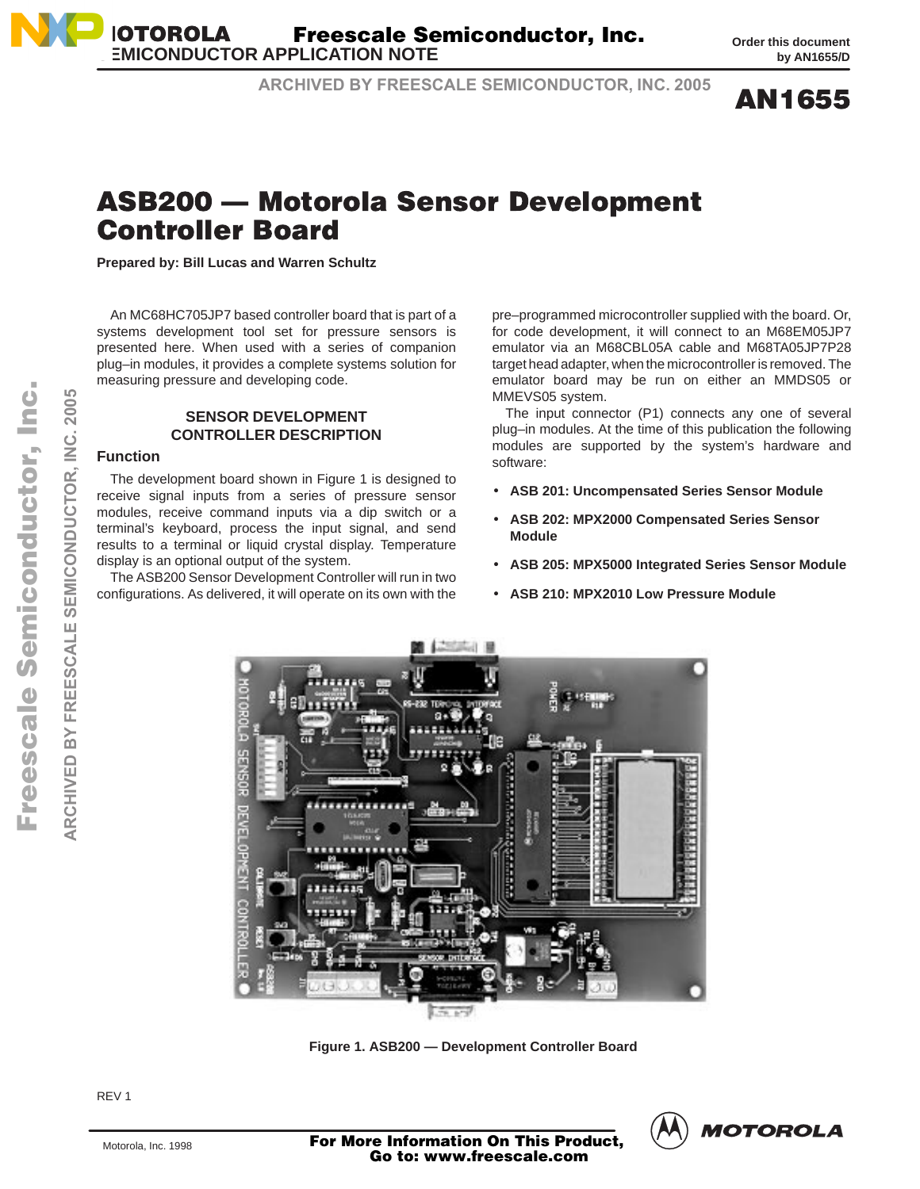# ASB200 — Motorola Sensor Development Controller Board

**Prepared by: Bill Lucas and Warren Schultz**

An MC68HC705JP7 based controller board that is part of a systems development tool set for pressure sensors is presented here. When used with a series of companion plug–in modules, it provides a complete systems solution for measuring pressure and developing code.

## SENSOR DEVELOPMENT CONTROLLER DESCRIPTION

### Function

The development board shown in Figure 1 is designed to receive signal inputs from a series of pressure sensor modules, receive command inputs via a dip switch or a terminal's keyboard, process the input signal, and send results to a terminal or liquid crystal display. Temperature display is an optional output of the system.

The ASB200 Sensor Development Controller will run in two configurations. As delivered, it will operate on its own with the pre–programmed microcontroller supplied with the board. Or, for code development, it will connect to an M68EM05JP7 emulator via an M68CBL05A cable and M68TA05JP7P28 target head adapter, when the microcontroller is removed. The emulator board may be run on either an MMDS05 or MMEVS05 system.

The input connector (P1) connects any one of several plug–in modules. At the time of this publication the following modules are supported by the system's hardware and software:

- **ASB 201: Uncompensated Series Sensor Module**
- **ASB 202: MPX2000 Compensated Series Sensor Module**
- **ASB 205: MPX5000 Integrated Series Sensor Module**
- **ASB 210: MPX2010 Low Pressure Module**

Figure 1. ASB200 — Development Controller Board

REV 1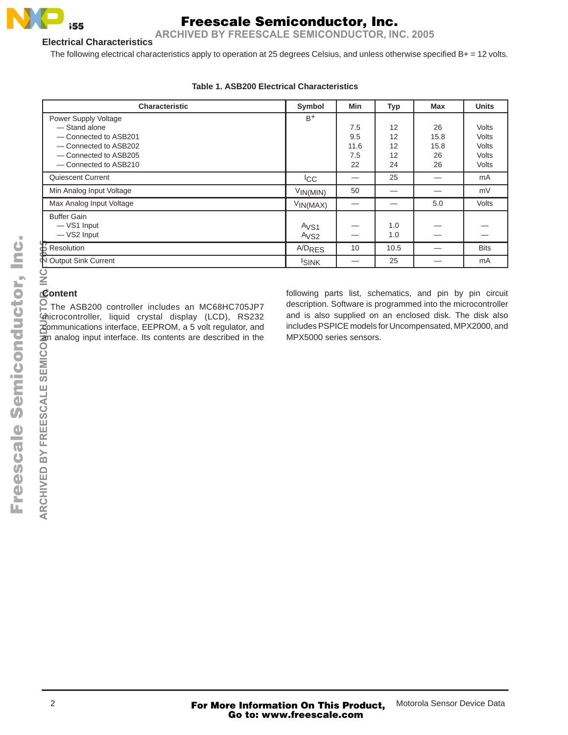## Electrical Characteristics

The following electrical characteristics apply to operation at 25 degrees Celsius, and unless otherwise specified B+ = 12 volts.

**Table 1. ASB200 Electrical Characteristics**

| Characteristic | Symbol | Min | Typ | Max | Units |
|---|---|---|---|---|---|
| Power Supply Voltage | $B^+$ | | | | |
| — Stand alone | | 7.5 | 12 | 26 | Volts |
| — Connected to ASB201 | | 9.5 | 12 | 15.8 | Volts |
| — Connected to ASB202 | | 11.6 | 12 | 15.8 | Volts |
| — Connected to ASB205 | | 7.5 | 12 | 26 | Volts |
| — Connected to ASB210 | | 22 | 24 | 26 | Volts |
| Quiescent Current | $I_{CC}$ | — | 25 | — | mA |
| Min Analog Input Voltage | $V_{IN(MIN)}$ | 50 | — | — | mV |
| Max Analog Input Voltage | $V_{IN(MAX)}$ | — | — | 5.0 | Volts |
| Buffer Gain | | | | | |
| — VS1 Input | $A_{VS1}$ | — | 1.0 | — | — |
| — VS2 Input | $A_{VS2}$ | — | 1.0 | — | — |
| Resolution | $A/D_{RES}$ | 10 | 10.5 | — | Bits |
| Output Sink Current | $I_{SINK}$ | — | 25 | — | mA |

## Content

The ASB200 controller includes an MC68HC705JP7 microcontroller, liquid crystal display (LCD), RS232 communications interface, EEPROM, a 5 volt regulator, and an analog input interface. Its contents are described in the following parts list, schematics, and pin by pin circuit description. Software is programmed into the microcontroller and is also supplied on an enclosed disk. The disk also includes PSPICE models for Uncompensated, MPX2000, and MPX5000 series sensors.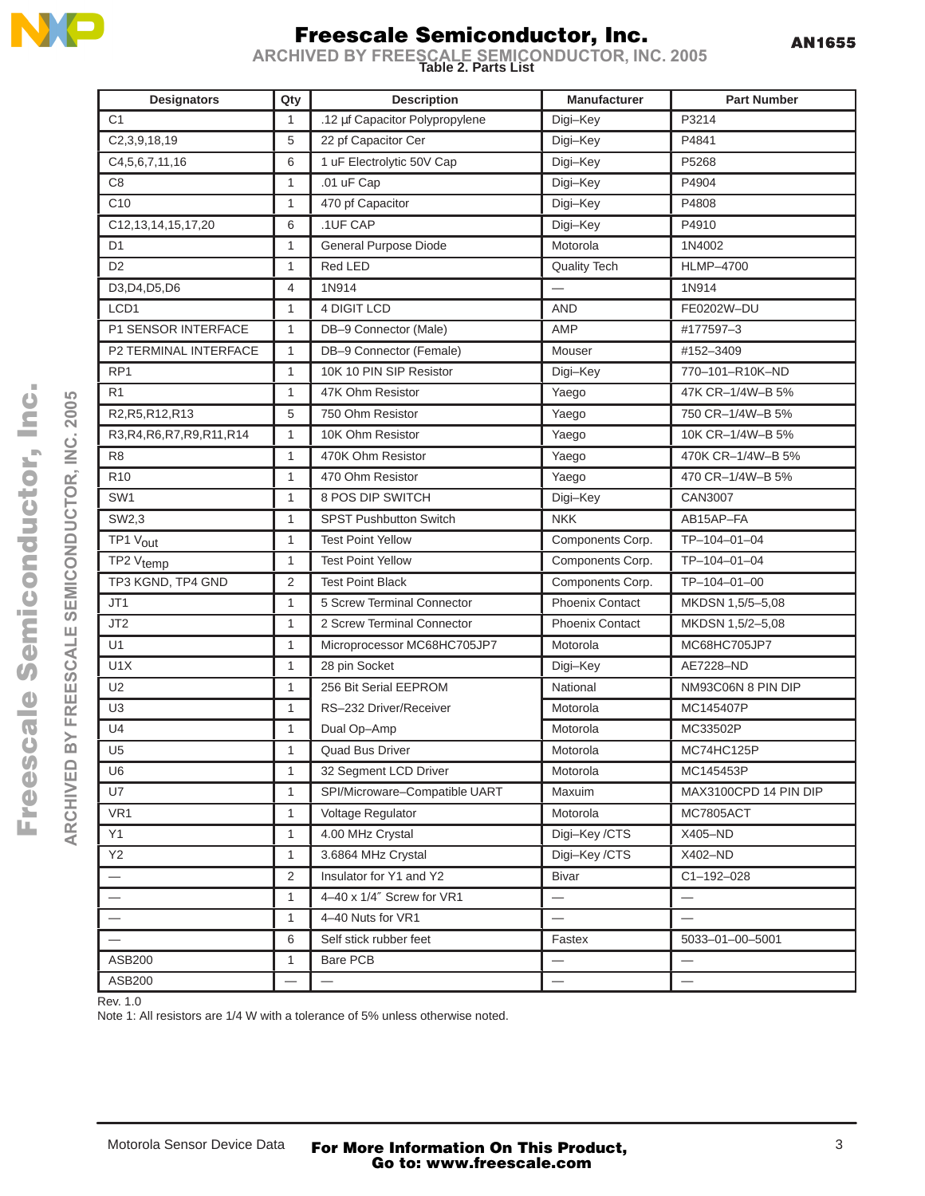**Table 2. Parts List**

| Designators | Qty | Description | Manufacturer | Part Number |
|---|---|---|---|---|
| C1 | 1 | .12 µf Capacitor Polypropylene | Digi–Key | P3214 |
| C2,3,9,18,19 | 5 | 22 pf Capacitor Cer | Digi–Key | P4841 |
| C4,5,6,7,11,16 | 6 | 1 uF Electrolytic 50V Cap | Digi–Key | P5268 |
| C8 | 1 | .01 uF Cap | Digi–Key | P4904 |
| C10 | 1 | 470 pf Capacitor | Digi–Key | P4808 |
| C12,13,14,15,17,20 | 6 | .1UF CAP | Digi–Key | P4910 |
| D1 | 1 | General Purpose Diode | Motorola | 1N4002 |
| D2 | 1 | Red LED | Quality Tech | HLMP–4700 |
| D3,D4,D5,D6 | 4 | 1N914 | — | 1N914 |
| LCD1 | 1 | 4 DIGIT LCD | AND | FE0202W–DU |
| P1 SENSOR INTERFACE | 1 | DB–9 Connector (Male) | AMP | #177597–3 |
| P2 TERMINAL INTERFACE | 1 | DB–9 Connector (Female) | Mouser | #152–3409 |
| RP1 | 1 | 10K 10 PIN SIP Resistor | Digi–Key | 770–101–R10K–ND |
| R1 | 1 | 47K Ohm Resistor | Yaego | 47K CR–1/4W–B 5% |
| R2,R5,R12,R13 | 5 | 750 Ohm Resistor | Yaego | 750 CR–1/4W–B 5% |
| R3,R4,R6,R7,R9,R11,R14 | 1 | 10K Ohm Resistor | Yaego | 10K CR–1/4W–B 5% |
| R8 | 1 | 470K Ohm Resistor | Yaego | 470K CR–1/4W–B 5% |
| R10 | 1 | 470 Ohm Resistor | Yaego | 470 CR–1/4W–B 5% |
| SW1 | 1 | 8 POS DIP SWITCH | Digi–Key | CAN3007 |
| SW2,3 | 1 | SPST Pushbutton Switch | NKK | AB15AP–FA |
| TP1 $V_{out}$ | 1 | Test Point Yellow | Components Corp. | TP–104–01–04 |
| TP2 $V_{temp}$ | 1 | Test Point Yellow | Components Corp. | TP–104–01–04 |
| TP3 KGND, TP4 GND | 2 | Test Point Black | Components Corp. | TP–104–01–00 |
| JT1 | 1 | 5 Screw Terminal Connector | Phoenix Contact | MKDSN 1,5/5–5,08 |
| JT2 | 1 | 2 Screw Terminal Connector | Phoenix Contact | MKDSN 1,5/2–5,08 |
| U1 | 1 | Microprocessor MC68HC705JP7 | Motorola | MC68HC705JP7 |
| U1X | 1 | 28 pin Socket | Digi–Key | AE7228–ND |
| U2 | 1 | 256 Bit Serial EEPROM | National | NM93C06N 8 PIN DIP |
| U3 | 1 | RS–232 Driver/Receiver | Motorola | MC145407P |
| U4 | 1 | Dual Op–Amp | Motorola | MC33502P |
| U5 | 1 | Quad Bus Driver | Motorola | MC74HC125P |
| U6 | 1 | 32 Segment LCD Driver | Motorola | MC145453P |
| U7 | 1 | SPI/Microware–Compatible UART | Maxuim | MAX3100CPD 14 PIN DIP |
| VR1 | 1 | Voltage Regulator | Motorola | MC7805ACT |
| Y1 | 1 | 4.00 MHz Crystal | Digi–Key /CTS | X405–ND |
| Y2 | 1 | 3.6864 MHz Crystal | Digi–Key /CTS | X402–ND |
| — | 2 | Insulator for Y1 and Y2 | Bivar | C1–192–028 |
| — | 1 | 4–40 x 1/4″ Screw for VR1 | — | — |
| — | 1 | 4–40 Nuts for VR1 | — | — |
| — | 6 | Self stick rubber feet | Fastex | 5033–01–00–5001 |
| ASB200 | 1 | Bare PCB | — | — |
| ASB200 | — | — | — | — |

Rev. 1.0

Note 1: All resistors are 1/4 W with a tolerance of 5% unless otherwise noted.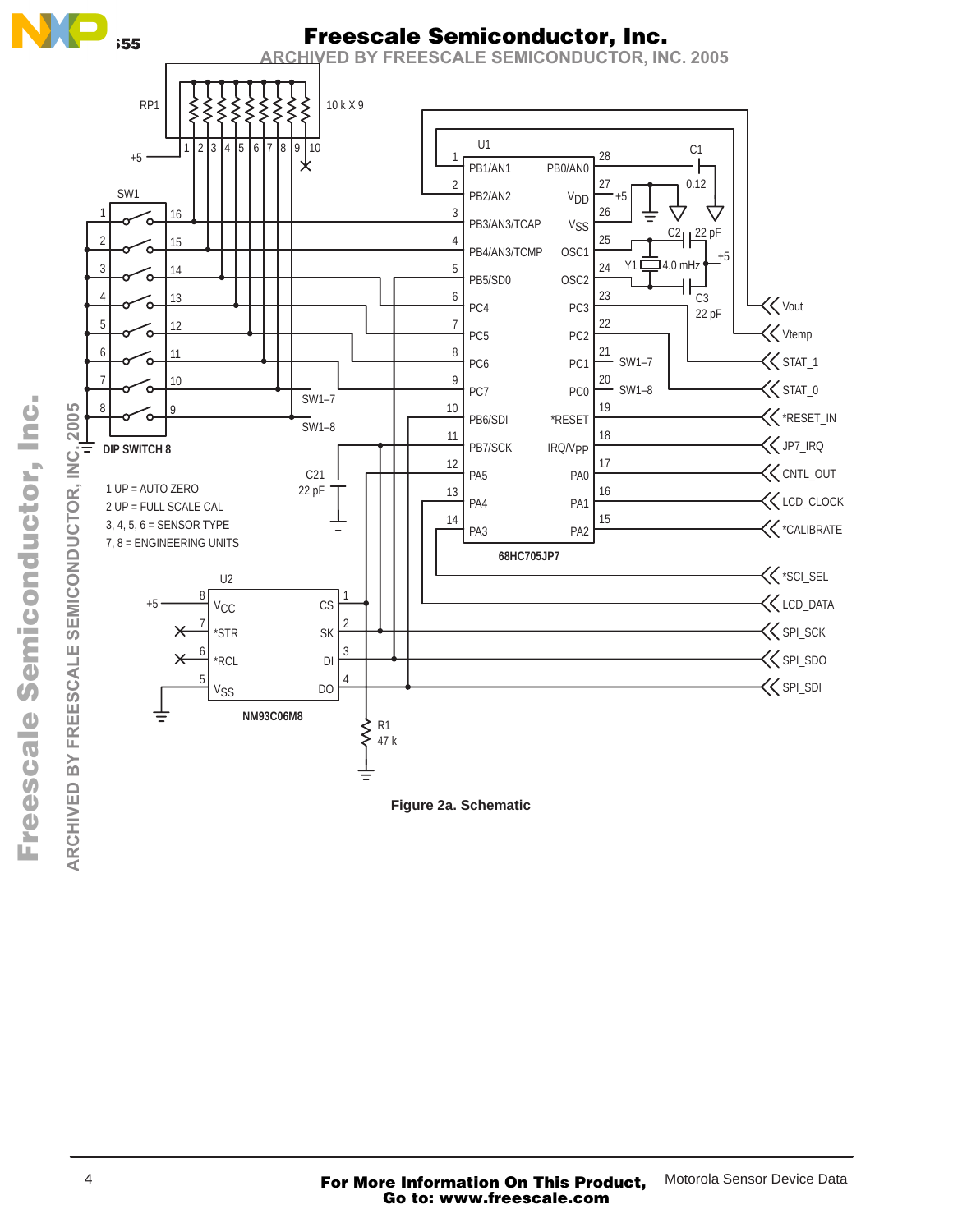RP1

10 k X 9

+5

SW1

DIP SWITCH 8

1 UP = AUTO ZERO

2 UP = FULL SCALE CAL

3, 4, 5, 6 = SENSOR TYPE

7, 8 = ENGINEERING UNITS

U1

68HC705JP7

C1 0.12

C2 22 pF

Y1 4.0 mHz

C3 22 pF

C21 22 pF

U2

NM93C06M8

R1 47 k

Vout

Vtemp

STAT_1

STAT_0

*RESET_IN

JP7_IRQ

CNTL_OUT

LCD_CLOCK

*CALIBRATE

*SCI_SEL

LCD_DATA

SPI_SCK

SPI_SDO

SPI_SDI

Figure 2a. Schematic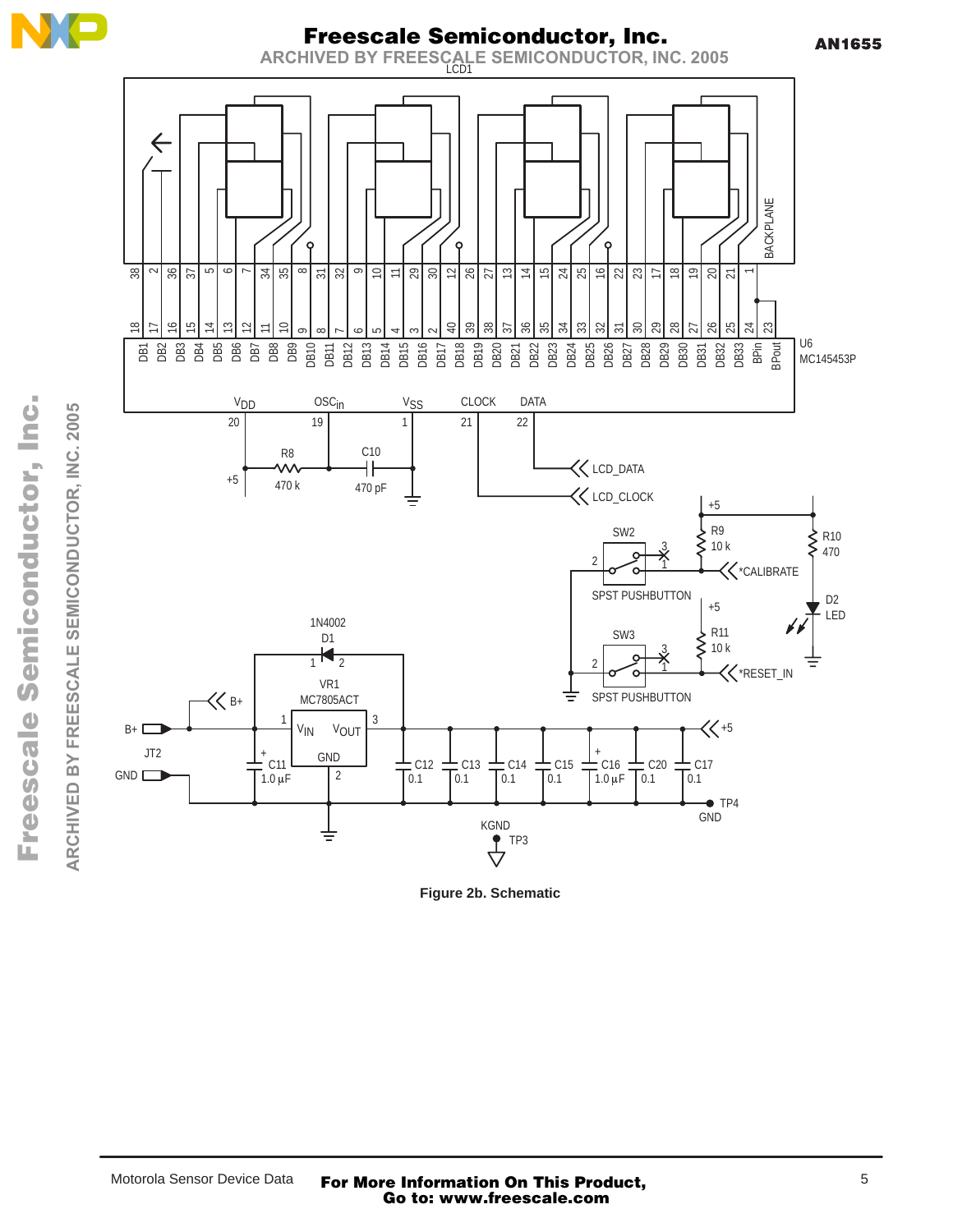Figure 2b. Schematic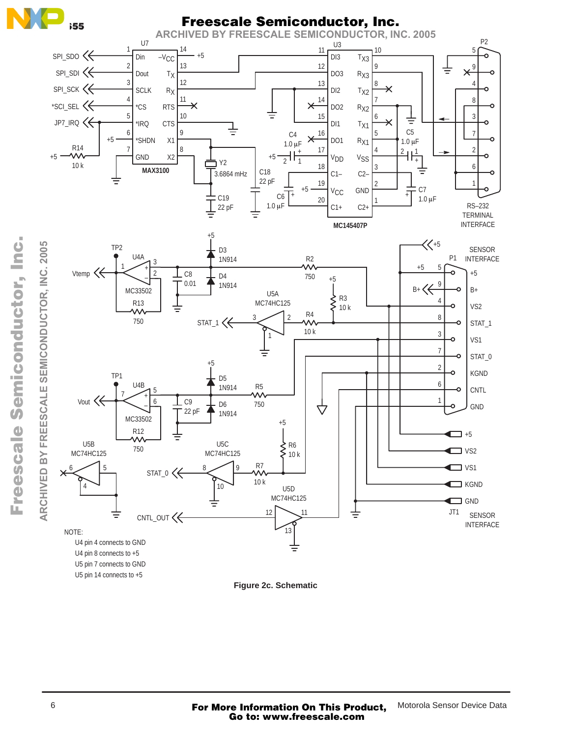NOTE:

U4 pin 4 connects to GND

U4 pin 8 connects to +5

U5 pin 7 connects to GND

U5 pin 14 connects to +5

Figure 2c. Schematic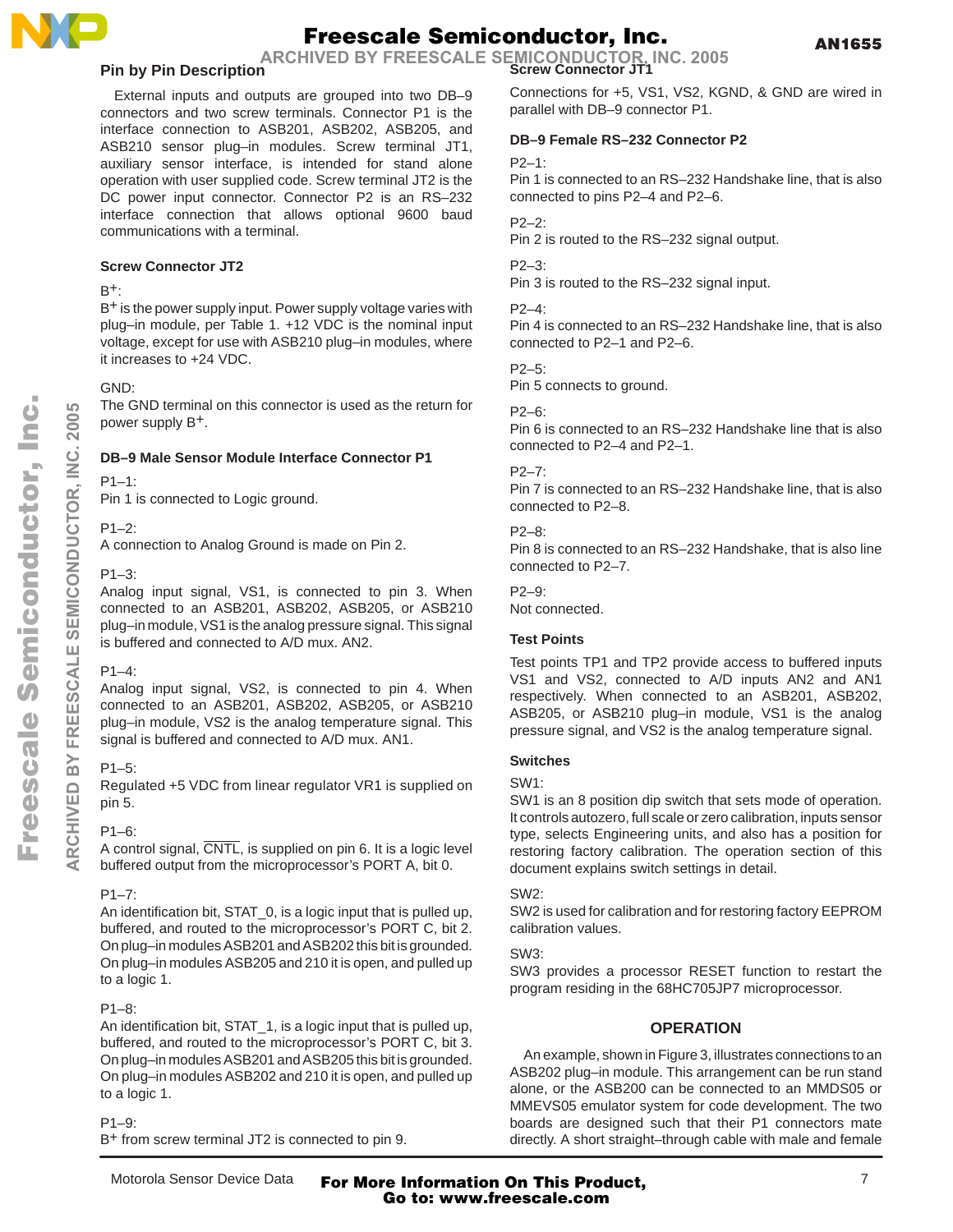## Pin by Pin Description

External inputs and outputs are grouped into two DB–9 connectors and two screw terminals. Connector P1 is the interface connection to ASB201, ASB202, ASB205, and ASB210 sensor plug–in modules. Screw terminal JT1, auxiliary sensor interface, is intended for stand alone operation with user supplied code. Screw terminal JT2 is the DC power input connector. Connector P2 is an RS–232 interface connection that allows optional 9600 baud communications with a terminal.

### Screw Connector JT2

$B^{+}$:
$B^{+}$ is the power supply input. Power supply voltage varies with plug–in module, per Table 1. +12 VDC is the nominal input voltage, except for use with ASB210 plug–in modules, where it increases to +24 VDC.

GND:
The GND terminal on this connector is used as the return for power supply $B^{+}$.

### DB–9 Male Sensor Module Interface Connector P1

P1–1:
Pin 1 is connected to Logic ground.

P1–2:
A connection to Analog Ground is made on Pin 2.

P1–3:
Analog input signal, VS1, is connected to pin 3. When connected to an ASB201, ASB202, ASB205, or ASB210 plug–in module, VS1 is the analog pressure signal. This signal is buffered and connected to A/D mux. AN2.

P1–4:
Analog input signal, VS2, is connected to pin 4. When connected to an ASB201, ASB202, ASB205, or ASB210 plug–in module, VS2 is the analog temperature signal. This signal is buffered and connected to A/D mux. AN1.

P1–5:
Regulated +5 VDC from linear regulator VR1 is supplied on pin 5.

P1–6:
A control signal, $\overline{\text{CNTL}}$, is supplied on pin 6. It is a logic level buffered output from the microprocessor's PORT A, bit 0.

P1–7:
An identification bit, STAT_0, is a logic input that is pulled up, buffered, and routed to the microprocessor's PORT C, bit 2. On plug–in modules ASB201 and ASB202 this bit is grounded. On plug–in modules ASB205 and 210 it is open, and pulled up to a logic 1.

P1–8:
An identification bit, STAT_1, is a logic input that is pulled up, buffered, and routed to the microprocessor's PORT C, bit 3. On plug–in modules ASB201 and ASB205 this bit is grounded. On plug–in modules ASB202 and 210 it is open, and pulled up to a logic 1.

P1–9:
$B^{+}$ from screw terminal JT2 is connected to pin 9.

### Screw Connector JT1

Connections for +5, VS1, VS2, KGND, & GND are wired in parallel with DB–9 connector P1.

### DB–9 Female RS–232 Connector P2

P2–1:
Pin 1 is connected to an RS–232 Handshake line, that is also connected to pins P2–4 and P2–6.

P2–2:
Pin 2 is routed to the RS–232 signal output.

P2–3:
Pin 3 is routed to the RS–232 signal input.

P2–4:
Pin 4 is connected to an RS–232 Handshake line, that is also connected to P2–1 and P2–6.

P2–5:
Pin 5 connects to ground.

P2–6:
Pin 6 is connected to an RS–232 Handshake line that is also connected to P2–4 and P2–1.

P2–7:
Pin 7 is connected to an RS–232 Handshake line, that is also connected to P2–8.

P2–8:
Pin 8 is connected to an RS–232 Handshake, that is also line connected to P2–7.

P2–9:
Not connected.

### Test Points

Test points TP1 and TP2 provide access to buffered inputs VS1 and VS2, connected to A/D inputs AN2 and AN1 respectively. When connected to an ASB201, ASB202, ASB205, or ASB210 plug–in module, VS1 is the analog pressure signal, and VS2 is the analog temperature signal.

### Switches

SW1:
SW1 is an 8 position dip switch that sets mode of operation. It controls autozero, full scale or zero calibration, inputs sensor type, selects Engineering units, and also has a position for restoring factory calibration. The operation section of this document explains switch settings in detail.

SW2:
SW2 is used for calibration and for restoring factory EEPROM calibration values.

SW3:
SW3 provides a processor RESET function to restart the program residing in the 68HC705JP7 microprocessor.

## OPERATION

An example, shown in Figure 3, illustrates connections to an ASB202 plug–in module. This arrangement can be run stand alone, or the ASB200 can be connected to an MMDS05 or MMEVS05 emulator system for code development. The two boards are designed such that their P1 connectors mate directly. A short straight–through cable with male and female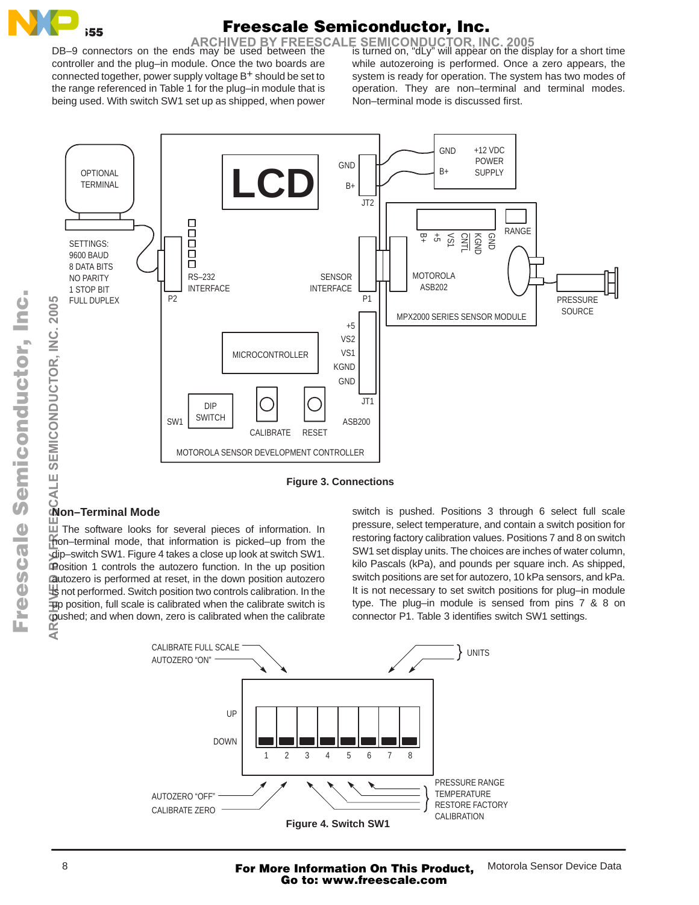DB–9 connectors on the ends may be used between the controller and the plug–in module. Once the two boards are connected together, power supply voltage $B^+$ should be set to the range referenced in Table 1 for the plug–in module that is being used. With switch SW1 set up as shipped, when power is turned on, "dLy" will appear on the display for a short time while autozeroing is performed. Once a zero appears, the system is ready for operation. The system has two modes of operation. They are non–terminal and terminal modes. Non–terminal mode is discussed first.

Figure 3. Connections

## Non–Terminal Mode

The software looks for several pieces of information. In non–terminal mode, that information is picked–up from the dip–switch SW1. Figure 4 takes a close up look at switch SW1. Position 1 controls the autozero function. In the up position autozero is performed at reset, in the down position autozero is not performed. Switch position two controls calibration. In the up position, full scale is calibrated when the calibrate switch is pushed; and when down, zero is calibrated when the calibrate switch is pushed. Positions 3 through 6 select full scale pressure, select temperature, and contain a switch position for restoring factory calibration values. Positions 7 and 8 on switch SW1 set display units. The choices are inches of water column, kilo Pascals (kPa), and pounds per square inch. As shipped, switch positions are set for autozero, 10 kPa sensors, and kPa. It is not necessary to set switch positions for plug–in module type. The plug–in module is sensed from pins 7 & 8 on connector P1. Table 3 identifies switch SW1 settings.

Figure 4. Switch SW1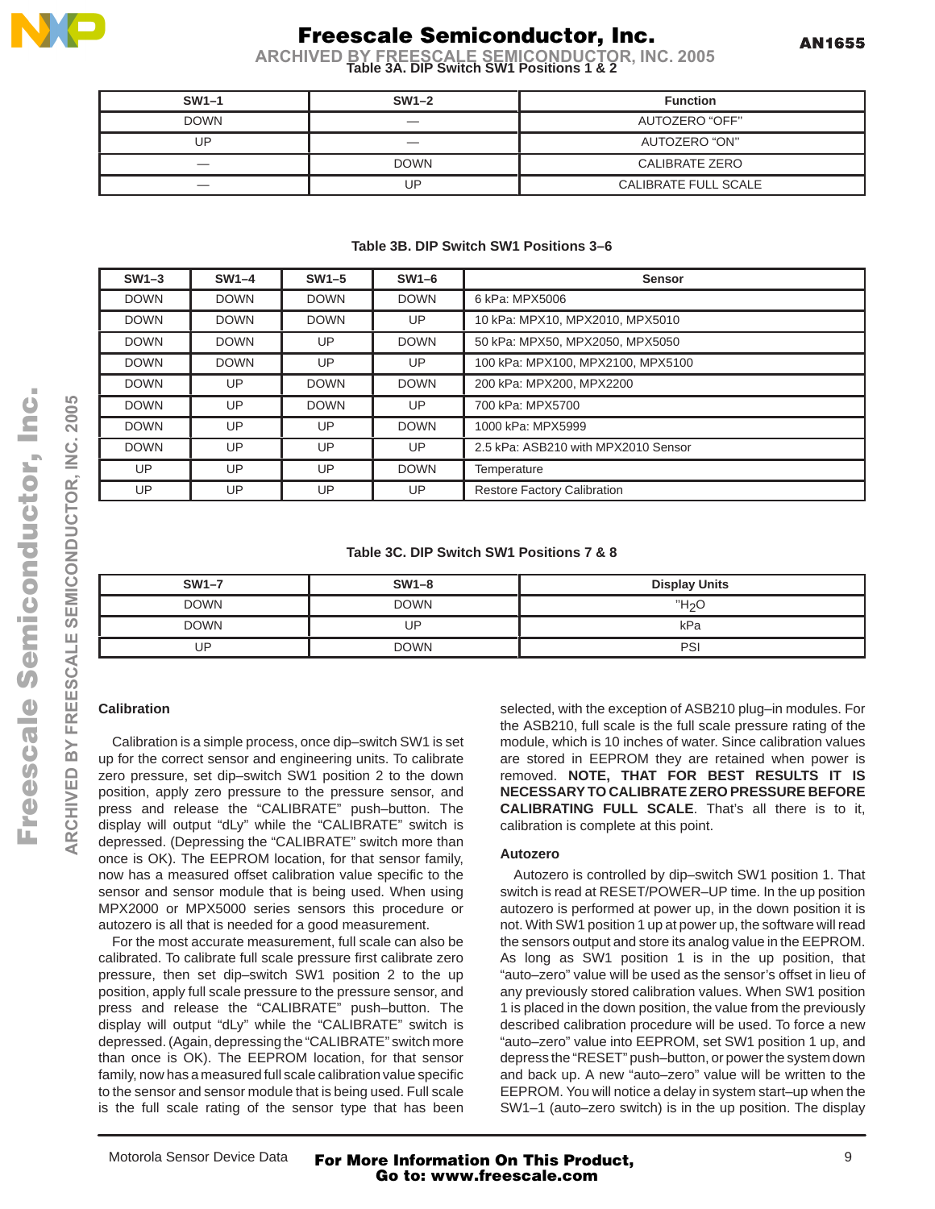**Table 3A. DIP Switch SW1 Positions 1 & 2**

| SW1–1 | SW1–2 | Function |
|---|---|---|
| DOWN | — | AUTOZERO “OFF” |
| UP | — | AUTOZERO “ON” |
| — | DOWN | CALIBRATE ZERO |
| — | UP | CALIBRATE FULL SCALE |

**Table 3B. DIP Switch SW1 Positions 3–6**

| SW1–3 | SW1–4 | SW1–5 | SW1–6 | Sensor |
|---|---|---|---|---|
| DOWN | DOWN | DOWN | DOWN | 6 kPa: MPX5006 |
| DOWN | DOWN | DOWN | UP | 10 kPa: MPX10, MPX2010, MPX5010 |
| DOWN | DOWN | UP | DOWN | 50 kPa: MPX50, MPX2050, MPX5050 |
| DOWN | DOWN | UP | UP | 100 kPa: MPX100, MPX2100, MPX5100 |
| DOWN | UP | DOWN | DOWN | 200 kPa: MPX200, MPX2200 |
| DOWN | UP | DOWN | UP | 700 kPa: MPX5700 |
| DOWN | UP | UP | DOWN | 1000 kPa: MPX5999 |
| DOWN | UP | UP | UP | 2.5 kPa: ASB210 with MPX2010 Sensor |
| UP | UP | UP | DOWN | Temperature |
| UP | UP | UP | UP | Restore Factory Calibration |

**Table 3C. DIP Switch SW1 Positions 7 & 8**

| SW1–7 | SW1–8 | Display Units |
|---|---|---|
| DOWN | DOWN | "$H_2O$ |
| DOWN | UP | kPa |
| UP | DOWN | PSI |

### Calibration

Calibration is a simple process, once dip–switch SW1 is set up for the correct sensor and engineering units. To calibrate zero pressure, set dip–switch SW1 position 2 to the down position, apply zero pressure to the pressure sensor, and press and release the “CALIBRATE” push–button. The display will output “dLy” while the “CALIBRATE” switch is depressed. (Depressing the “CALIBRATE” switch more than once is OK). The EEPROM location, for that sensor family, now has a measured offset calibration value specific to the sensor and sensor module that is being used. When using MPX2000 or MPX5000 series sensors this procedure or autozero is all that is needed for a good measurement.

For the most accurate measurement, full scale can also be calibrated. To calibrate full scale pressure first calibrate zero pressure, then set dip–switch SW1 position 2 to the up position, apply full scale pressure to the pressure sensor, and press and release the “CALIBRATE” push–button. The display will output “dLy” while the “CALIBRATE” switch is depressed. (Again, depressing the “CALIBRATE” switch more than once is OK). The EEPROM location, for that sensor family, now has a measured full scale calibration value specific to the sensor and sensor module that is being used. Full scale is the full scale rating of the sensor type that has been selected, with the exception of ASB210 plug–in modules. For the ASB210, full scale is the full scale pressure rating of the module, which is 10 inches of water. Since calibration values are stored in EEPROM they are retained when power is removed. **NOTE, THAT FOR BEST RESULTS IT IS NECESSARY TO CALIBRATE ZERO PRESSURE BEFORE CALIBRATING FULL SCALE**. That's all there is to it, calibration is complete at this point.

### Autozero

Autozero is controlled by dip–switch SW1 position 1. That switch is read at RESET/POWER–UP time. In the up position autozero is performed at power up, in the down position it is not. With SW1 position 1 up at power up, the software will read the sensors output and store its analog value in the EEPROM. As long as SW1 position 1 is in the up position, that “auto–zero” value will be used as the sensor's offset in lieu of any previously stored calibration values. When SW1 position 1 is placed in the down position, the value from the previously described calibration procedure will be used. To force a new “auto–zero” value into EEPROM, set SW1 position 1 up, and depress the “RESET” push–button, or power the system down and back up. A new “auto–zero” value will be written to the EEPROM. You will notice a delay in system start–up when the SW1–1 (auto–zero switch) is in the up position. The display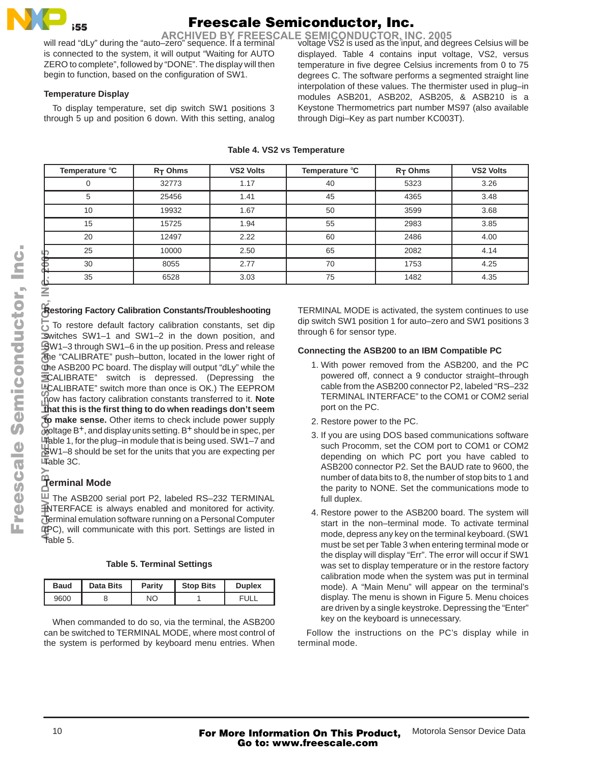will read “dLy” during the “auto–zero” sequence. If a terminal is connected to the system, it will output “Waiting for AUTO ZERO to complete”, followed by “DONE”. The display will then begin to function, based on the configuration of SW1.

### Temperature Display

To display temperature, set dip switch SW1 positions 3 through 5 up and position 6 down. With this setting, analog voltage VS2 is used as the input, and degrees Celsius will be displayed. Table 4 contains input voltage, VS2, versus temperature in five degree Celsius increments from 0 to 75 degrees C. The software performs a segmented straight line interpolation of these values. The thermister used in plug–in modules ASB201, ASB202, ASB205, & ASB210 is a Keystone Thermometrics part number MS97 (also available through Digi–Key as part number KC003T).

**Table 4. VS2 vs Temperature**

| Temperature °C | $R_T$ Ohms | VS2 Volts | Temperature °C | $R_T$ Ohms | VS2 Volts |
|---|---|---|---|---|---|
| 0 | 32773 | 1.17 | 40 | 5323 | 3.26 |
| 5 | 25456 | 1.41 | 45 | 4365 | 3.48 |
| 10 | 19932 | 1.67 | 50 | 3599 | 3.68 |
| 15 | 15725 | 1.94 | 55 | 2983 | 3.85 |
| 20 | 12497 | 2.22 | 60 | 2486 | 4.00 |
| 25 | 10000 | 2.50 | 65 | 2082 | 4.14 |
| 30 | 8055 | 2.77 | 70 | 1753 | 4.25 |
| 35 | 6528 | 3.03 | 75 | 1482 | 4.35 |

### Restoring Factory Calibration Constants/Troubleshooting

To restore default factory calibration constants, set dip switches SW1–1 and SW1–2 in the down position, and SW1–3 through SW1–6 in the up position. Press and release the “CALIBRATE” push–button, located in the lower right of the ASB200 PC board. The display will output “dLy” while the “CALIBRATE” switch is depressed. (Depressing the “CALIBRATE” switch more than once is OK.) The EEPROM now has factory calibration constants transferred to it. **Note that this is the first thing to do when readings don’t seem to make sense.** Other items to check include power supply voltage $B^+$, and display units setting. $B^+$ should be in spec, per Table 1, for the plug–in module that is being used. SW1–7 and SW1–8 should be set for the units that you are expecting per Table 3C.

## Terminal Mode

The ASB200 serial port P2, labeled RS–232 TERMINAL INTERFACE is always enabled and monitored for activity. Terminal emulation software running on a Personal Computer (PC), will communicate with this port. Settings are listed in Table 5.

**Table 5. Terminal Settings**

| Baud | Data Bits | Parity | Stop Bits | Duplex |
|---|---|---|---|---|
| 9600 | 8 | NO | 1 | FULL |

When commanded to do so, via the terminal, the ASB200 can be switched to TERMINAL MODE, where most control of the system is performed by keyboard menu entries. When TERMINAL MODE is activated, the system continues to use dip switch SW1 position 1 for auto–zero and SW1 positions 3 through 6 for sensor type.

### Connecting the ASB200 to an IBM Compatible PC

1. With power removed from the ASB200, and the PC powered off, connect a 9 conductor straight–through cable from the ASB200 connector P2, labeled “RS–232 TERMINAL INTERFACE” to the COM1 or COM2 serial port on the PC.
2. Restore power to the PC.
3. If you are using DOS based communications software such Procomm, set the COM port to COM1 or COM2 depending on which PC port you have cabled to ASB200 connector P2. Set the BAUD rate to 9600, the number of data bits to 8, the number of stop bits to 1 and the parity to NONE. Set the communications mode to full duplex.
4. Restore power to the ASB200 board. The system will start in the non–terminal mode. To activate terminal mode, depress any key on the terminal keyboard. (SW1 must be set per Table 3 when entering terminal mode or the display will display “Err”. The error will occur if SW1 was set to display temperature or in the restore factory calibration mode when the system was put in terminal mode). A “Main Menu” will appear on the terminal’s display. The menu is shown in Figure 5. Menu choices are driven by a single keystroke. Depressing the “Enter” key on the keyboard is unnecessary.

Follow the instructions on the PC’s display while in terminal mode.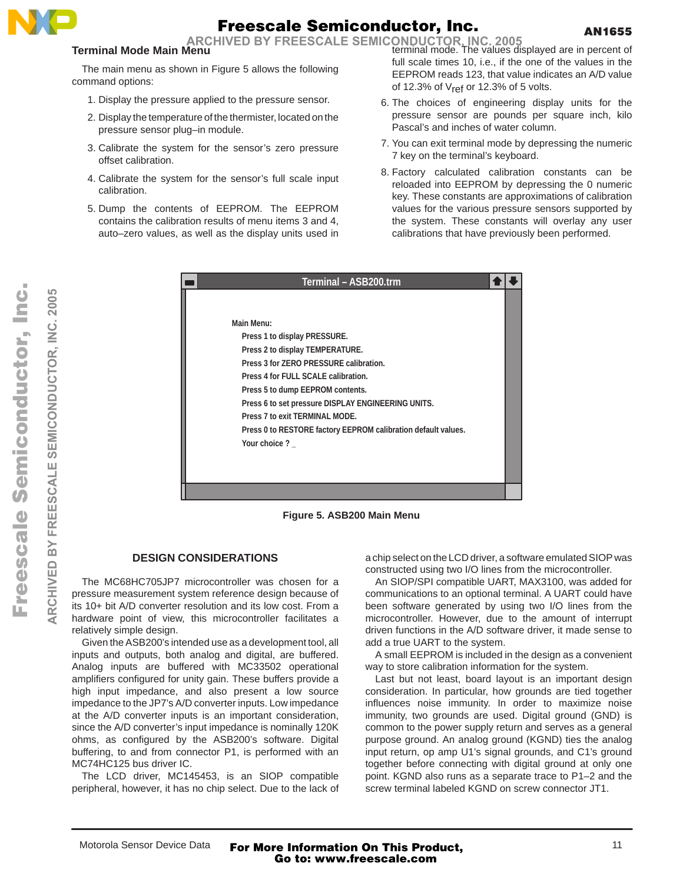### Terminal Mode Main Menu

The main menu as shown in Figure 5 allows the following command options:

1. Display the pressure applied to the pressure sensor.
2. Display the temperature of the thermister, located on the pressure sensor plug–in module.
3. Calibrate the system for the sensor's zero pressure offset calibration.
4. Calibrate the system for the sensor's full scale input calibration.
5. Dump the contents of EEPROM. The EEPROM contains the calibration results of menu items 3 and 4, auto–zero values, as well as the display units used in terminal mode. The values displayed are in percent of full scale times 10, i.e., if the one of the values in the EEPROM reads 123, that value indicates an A/D value of 12.3% of $V_{ref}$ or 12.3% of 5 volts.
6. The choices of engineering display units for the pressure sensor are pounds per square inch, kilo Pascal's and inches of water column.
7. You can exit terminal mode by depressing the numeric 7 key on the terminal's keyboard.
8. Factory calculated calibration constants can be reloaded into EEPROM by depressing the 0 numeric key. These constants are approximations of calibration values for the various pressure sensors supported by the system. These constants will overlay any user calibrations that have previously been performed.

```
Terminal – ASB200.trm

Main Menu:
   Press 1 to display PRESSURE.
   Press 2 to display TEMPERATURE.
   Press 3 for ZERO PRESSURE calibration.
   Press 4 for FULL SCALE calibration.
   Press 5 to dump EEPROM contents.
   Press 6 to set pressure DISPLAY ENGINEERING UNITS.
   Press 7 to exit TERMINAL MODE.
   Press 0 to RESTORE factory EEPROM calibration default values.
   Your choice ? _
```

**Figure 5. ASB200 Main Menu**

## DESIGN CONSIDERATIONS

The MC68HC705JP7 microcontroller was chosen for a pressure measurement system reference design because of its 10+ bit A/D converter resolution and its low cost. From a hardware point of view, this microcontroller facilitates a relatively simple design.

Given the ASB200's intended use as a development tool, all inputs and outputs, both analog and digital, are buffered. Analog inputs are buffered with MC33502 operational amplifiers configured for unity gain. These buffers provide a high input impedance, and also present a low source impedance to the JP7's A/D converter inputs. Low impedance at the A/D converter inputs is an important consideration, since the A/D converter's input impedance is nominally 120K ohms, as configured by the ASB200's software. Digital buffering, to and from connector P1, is performed with an MC74HC125 bus driver IC.

The LCD driver, MC145453, is an SIOP compatible peripheral, however, it has no chip select. Due to the lack of a chip select on the LCD driver, a software emulated SIOP was constructed using two I/O lines from the microcontroller.

An SIOP/SPI compatible UART, MAX3100, was added for communications to an optional terminal. A UART could have been software generated by using two I/O lines from the microcontroller. However, due to the amount of interrupt driven functions in the A/D software driver, it made sense to add a true UART to the system.

A small EEPROM is included in the design as a convenient way to store calibration information for the system.

Last but not least, board layout is an important design consideration. In particular, how grounds are tied together influences noise immunity. In order to maximize noise immunity, two grounds are used. Digital ground (GND) is common to the power supply return and serves as a general purpose ground. An analog ground (KGND) ties the analog input return, op amp U1's signal grounds, and C1's ground together before connecting with digital ground at only one point. KGND also runs as a separate trace to P1–2 and the screw terminal labeled KGND on screw connector JT1.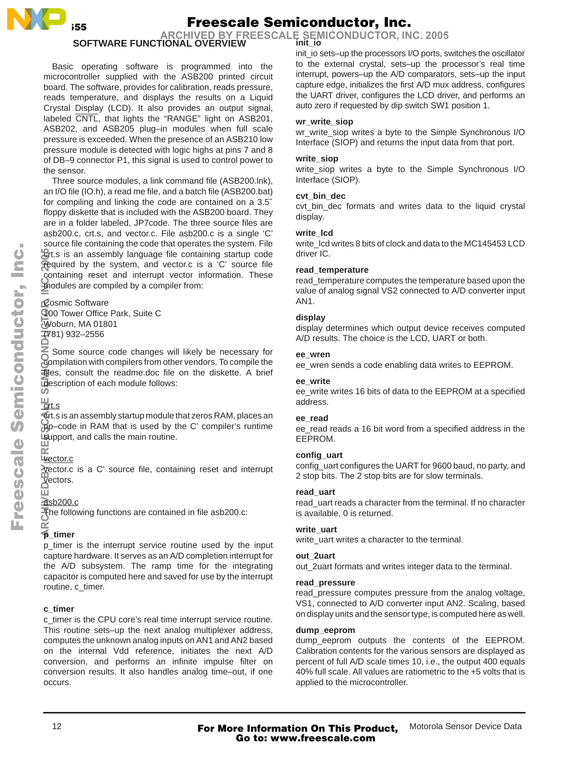## SOFTWARE FUNCTIONAL OVERVIEW

Basic operating software is programmed into the microcontroller supplied with the ASB200 printed circuit board. The software, provides for calibration, reads pressure, reads temperature, and displays the results on a Liquid Crystal Display (LCD). It also provides an output signal, labeled $\overline{CNTL}$, that lights the "RANGE" light on ASB201, ASB202, and ASB205 plug–in modules when full scale pressure is exceeded. When the presence of an ASB210 low pressure module is detected with logic highs at pins 7 and 8 of DB–9 connector P1, this signal is used to control power to the sensor.

Three source modules, a link command file (ASB200.lnk), an I/O file (IO.h), a read me file, and a batch file (ASB200.bat) for compiling and linking the code are contained on a 3.5″ floppy diskette that is included with the ASB200 board. They are in a folder labeled, JP7code. The three source files are asb200.c, crt.s, and vector.c. File asb200.c is a single 'C' source file containing the code that operates the system. File crt.s is an assembly language file containing startup code required by the system, and vector.c is a 'C' source file containing reset and interrupt vector information. These modules are compiled by a compiler from:

Cosmic Software
100 Tower Office Park, Suite C
Woburn, MA 01801
(781) 932–2556

Some source code changes will likely be necessary for compilation with compilers from other vendors. To compile the files, consult the readme.doc file on the diskette. A brief description of each module follows:

crt.s
crt.s is an assembly startup module that zeros RAM, places an op–code in RAM that is used by the C' compiler's runtime support, and calls the main routine.

vector.c
vector.c is a C' source file, containing reset and interrupt vectors.

asb200.c
The following functions are contained in file asb200.c:

**p_timer**
p_timer is the interrupt service routine used by the input capture hardware. It serves as an A/D completion interrupt for the A/D subsystem. The ramp time for the integrating capacitor is computed here and saved for use by the interrupt routine, c_timer.

**c_timer**
c_timer is the CPU core's real time interrupt service routine. This routine sets–up the next analog multiplexer address, computes the unknown analog inputs on AN1 and AN2 based on the internal Vdd reference, initiates the next A/D conversion, and performs an infinite impulse filter on conversion results. It also handles analog time–out, if one occurs.

**init_io**
init_io sets–up the processors I/O ports, switches the oscillator to the external crystal, sets–up the processor's real time interrupt, powers–up the A/D comparators, sets–up the input capture edge, initializes the first A/D mux address, configures the UART driver, configures the LCD driver, and performs an auto zero if requested by dip switch SW1 position 1.

**wr_write_siop**
wr_write_siop writes a byte to the Simple Synchronous I/O Interface (SIOP) and returns the input data from that port.

**write_siop**
write_siop writes a byte to the Simple Synchronous I/O Interface (SIOP).

**cvt_bin_dec**
cvt_bin_dec formats and writes data to the liquid crystal display.

**write_lcd**
write_lcd writes 8 bits of clock and data to the MC145453 LCD driver IC.

**read_temperature**
read_temperature computes the temperature based upon the value of analog signal VS2 connected to A/D converter input AN1.

**display**
display determines which output device receives computed A/D results. The choice is the LCD, UART or both.

**ee_wren**
ee_wren sends a code enabling data writes to EEPROM.

**ee_write**
ee_write writes 16 bits of data to the EEPROM at a specified address.

**ee_read**
ee_read reads a 16 bit word from a specified address in the EEPROM.

**config_uart**
config_uart configures the UART for 9600 baud, no party, and 2 stop bits. The 2 stop bits are for slow terminals.

**read_uart**
read_uart reads a character from the terminal. If no character is available, 0 is returned.

**write_uart**
write_uart writes a character to the terminal.

**out_2uart**
out_2uart formats and writes integer data to the terminal.

**read_pressure**
read_pressure computes pressure from the analog voltage, VS1, connected to A/D converter input AN2. Scaling, based on display units and the sensor type, is computed here as well.

**dump_eeprom**
dump_eeprom outputs the contents of the EEPROM. Calibration contents for the various sensors are displayed as percent of full A/D scale times 10, i.e., the output 400 equals 40% full scale. All values are ratiometric to the +5 volts that is applied to the microcontroller.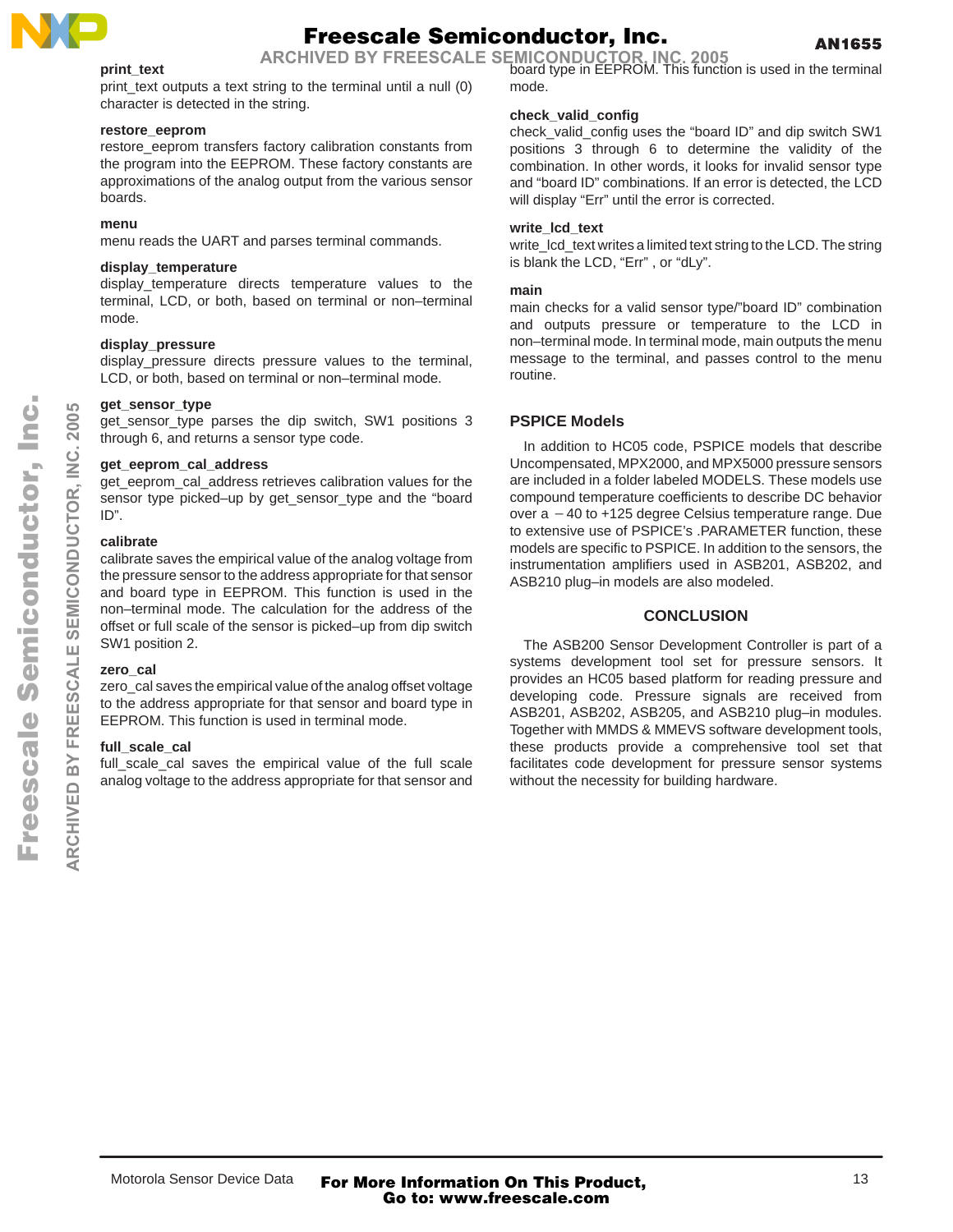**print_text**

print_text outputs a text string to the terminal until a null (0) character is detected in the string.

**restore_eeprom**

restore_eeprom transfers factory calibration constants from the program into the EEPROM. These factory constants are approximations of the analog output from the various sensor boards.

**menu**

menu reads the UART and parses terminal commands.

**display_temperature**

display_temperature directs temperature values to the terminal, LCD, or both, based on terminal or non–terminal mode.

**display_pressure**

display_pressure directs pressure values to the terminal, LCD, or both, based on terminal or non–terminal mode.

**get_sensor_type**

get_sensor_type parses the dip switch, SW1 positions 3 through 6, and returns a sensor type code.

**get_eeprom_cal_address**

get_eeprom_cal_address retrieves calibration values for the sensor type picked–up by get_sensor_type and the “board ID”.

**calibrate**

calibrate saves the empirical value of the analog voltage from the pressure sensor to the address appropriate for that sensor and board type in EEPROM. This function is used in the non–terminal mode. The calculation for the address of the offset or full scale of the sensor is picked–up from dip switch SW1 position 2.

**zero_cal**

zero_cal saves the empirical value of the analog offset voltage to the address appropriate for that sensor and board type in EEPROM. This function is used in terminal mode.

**full_scale_cal**

full_scale_cal saves the empirical value of the full scale analog voltage to the address appropriate for that sensor and board type in EEPROM. This function is used in the terminal mode.

**check_valid_config**

check_valid_config uses the “board ID” and dip switch SW1 positions 3 through 6 to determine the validity of the combination. In other words, it looks for invalid sensor type and “board ID” combinations. If an error is detected, the LCD will display “Err” until the error is corrected.

**write_lcd_text**

write_lcd_text writes a limited text string to the LCD. The string is blank the LCD, “Err” , or “dLy”.

**main**

main checks for a valid sensor type/”board ID” combination and outputs pressure or temperature to the LCD in non–terminal mode. In terminal mode, main outputs the menu message to the terminal, and passes control to the menu routine.

## PSPICE Models

In addition to HC05 code, PSPICE models that describe Uncompensated, MPX2000, and MPX5000 pressure sensors are included in a folder labeled MODELS. These models use compound temperature coefficients to describe DC behavior over a –40 to +125 degree Celsius temperature range. Due to extensive use of PSPICE’s .PARAMETER function, these models are specific to PSPICE. In addition to the sensors, the instrumentation amplifiers used in ASB201, ASB202, and ASB210 plug–in models are also modeled.

## CONCLUSION

The ASB200 Sensor Development Controller is part of a systems development tool set for pressure sensors. It provides an HC05 based platform for reading pressure and developing code. Pressure signals are received from ASB201, ASB202, ASB205, and ASB210 plug–in modules. Together with MMDS & MMEVS software development tools, these products provide a comprehensive tool set that facilitates code development for pressure sensor systems without the necessity for building hardware.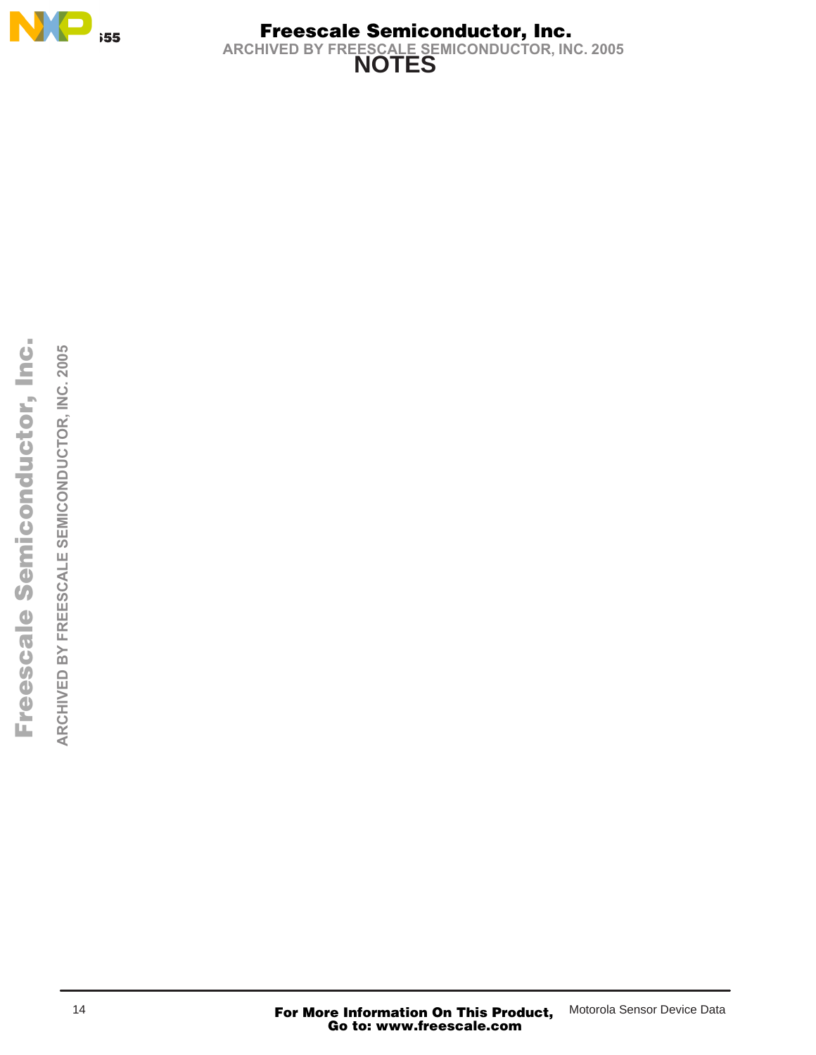# NOTES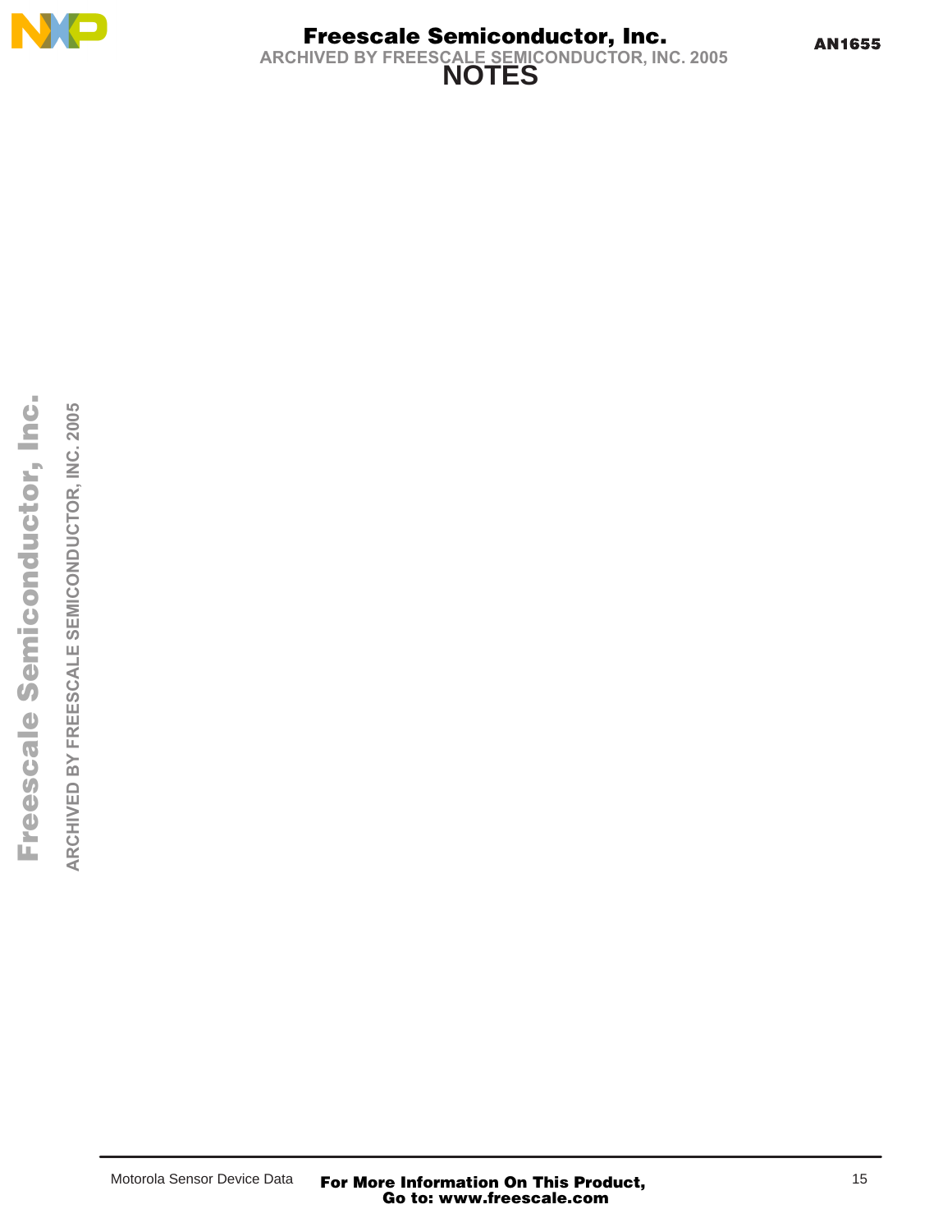# NOTES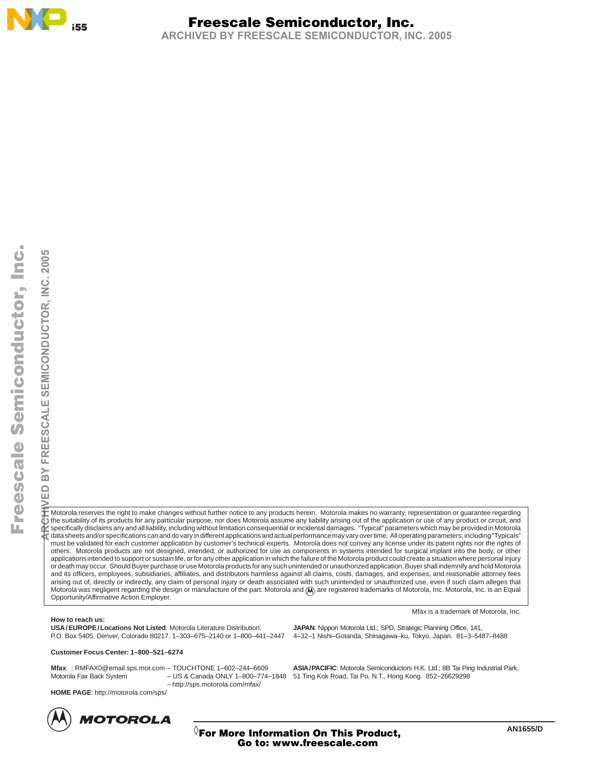Motorola reserves the right to make changes without further notice to any products herein. Motorola makes no warranty, representation or guarantee regarding the suitability of its products for any particular purpose, nor does Motorola assume any liability arising out of the application or use of any product or circuit, and specifically disclaims any and all liability, including without limitation consequential or incidental damages. "Typical" parameters which may be provided in Motorola data sheets and/or specifications can and do vary in different applications and actual performance may vary over time. All operating parameters, including "Typicals" must be validated for each customer application by customer's technical experts. Motorola does not convey any license under its patent rights nor the rights of others. Motorola products are not designed, intended, or authorized for use as components in systems intended for surgical implant into the body, or other applications intended to support or sustain life, or for any other application in which the failure of the Motorola product could create a situation where personal injury or death may occur. Should Buyer purchase or use Motorola products for any such unintended or unauthorized application, Buyer shall indemnify and hold Motorola and its officers, employees, subsidiaries, affiliates, and distributors harmless against all claims, costs, damages, and expenses, and reasonable attorney fees arising out of, directly or indirectly, any claim of personal injury or death associated with such unintended or unauthorized use, even if such claim alleges that Motorola was negligent regarding the design or manufacture of the part. Motorola and Ⓜ are registered trademarks of Motorola, Inc. Motorola, Inc. is an Equal Opportunity/Affirmative Action Employer.

Mfax is a trademark of Motorola, Inc.

**How to reach us:**

**USA / EUROPE / Locations Not Listed**: Motorola Literature Distribution; P.O. Box 5405, Denver, Colorado 80217. 1–303–675–2140 or 1–800–441–2447

**JAPAN**: Nippon Motorola Ltd.; SPD, Strategic Planning Office, 141, 4–32–1 Nishi–Gotanda, Shinagawa–ku, Tokyo, Japan. 81–3–5487–8488

**Customer Focus Center: 1–800–521–6274**

**Mfax** : RMFAX0@email.sps.mot.com – TOUCHTONE 1–602–244–6609
Motorola Fax Back System – US & Canada ONLY 1–800–774–1848
– http://sps.motorola.com/mfax/

**ASIA/PACIFIC**: Motorola Semiconductors H.K. Ltd.; 8B Tai Ping Industrial Park, 51 Ting Kok Road, Tai Po, N.T., Hong Kong. 852–26629298

**HOME PAGE**: http://motorola.com/sps/

**MOTOROLA**

AN1655/D

**For More Information On This Product, Go to: www.freescale.com**